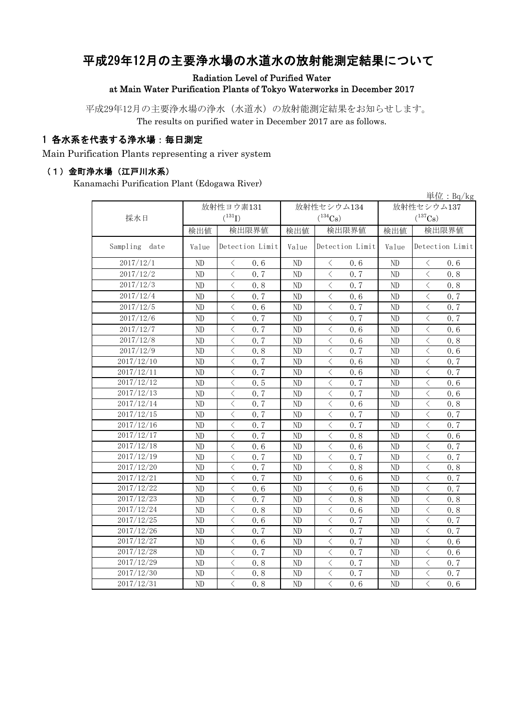# 平成29年12月の主要浄水場の水道水の放射能測定結果について

Radiation Level of Purified Water at Main Water Purification Plants of Tokyo Waterworks in December 2017

平成29年12月の主要浄水場の浄水（水道水）の放射能測定結果をお知らせします。
The results on purified water in December 2017 are as follows.

## 1 各水系を代表する浄水場：毎日測定

Main Purification Plants representing a river system

### （1）金町浄水場（江戸川水系）

Kanamachi Purification Plant (Edogawa River)

単位：Bq/kg

| 採水日 | 放射性ヨウ素131 ($^{131}I$) | | 放射性セシウム134 ($^{134}Cs$) | | 放射性セシウム137 ($^{137}Cs$) | |
|---|---|---|---|---|---|---|
| | 検出値 | 検出限界値 | 検出値 | 検出限界値 | 検出値 | 検出限界値 |
| Sampling date | Value | Detection Limit | Value | Detection Limit | Value | Detection Limit |
| 2017/12/1 | ND | ＜ 0.6 | ND | ＜ 0.6 | ND | ＜ 0.6 |
| 2017/12/2 | ND | ＜ 0.7 | ND | ＜ 0.7 | ND | ＜ 0.8 |
| 2017/12/3 | ND | ＜ 0.8 | ND | ＜ 0.7 | ND | ＜ 0.8 |
| 2017/12/4 | ND | ＜ 0.7 | ND | ＜ 0.6 | ND | ＜ 0.7 |
| 2017/12/5 | ND | ＜ 0.6 | ND | ＜ 0.7 | ND | ＜ 0.7 |
| 2017/12/6 | ND | ＜ 0.7 | ND | ＜ 0.7 | ND | ＜ 0.7 |
| 2017/12/7 | ND | ＜ 0.7 | ND | ＜ 0.6 | ND | ＜ 0.6 |
| 2017/12/8 | ND | ＜ 0.7 | ND | ＜ 0.6 | ND | ＜ 0.8 |
| 2017/12/9 | ND | ＜ 0.8 | ND | ＜ 0.7 | ND | ＜ 0.6 |
| 2017/12/10 | ND | ＜ 0.7 | ND | ＜ 0.6 | ND | ＜ 0.7 |
| 2017/12/11 | ND | ＜ 0.7 | ND | ＜ 0.6 | ND | ＜ 0.7 |
| 2017/12/12 | ND | ＜ 0.5 | ND | ＜ 0.7 | ND | ＜ 0.6 |
| 2017/12/13 | ND | ＜ 0.7 | ND | ＜ 0.7 | ND | ＜ 0.6 |
| 2017/12/14 | ND | ＜ 0.7 | ND | ＜ 0.6 | ND | ＜ 0.8 |
| 2017/12/15 | ND | ＜ 0.7 | ND | ＜ 0.7 | ND | ＜ 0.7 |
| 2017/12/16 | ND | ＜ 0.7 | ND | ＜ 0.7 | ND | ＜ 0.7 |
| 2017/12/17 | ND | ＜ 0.7 | ND | ＜ 0.8 | ND | ＜ 0.6 |
| 2017/12/18 | ND | ＜ 0.6 | ND | ＜ 0.6 | ND | ＜ 0.7 |
| 2017/12/19 | ND | ＜ 0.7 | ND | ＜ 0.7 | ND | ＜ 0.7 |
| 2017/12/20 | ND | ＜ 0.7 | ND | ＜ 0.8 | ND | ＜ 0.8 |
| 2017/12/21 | ND | ＜ 0.7 | ND | ＜ 0.6 | ND | ＜ 0.7 |
| 2017/12/22 | ND | ＜ 0.6 | ND | ＜ 0.6 | ND | ＜ 0.7 |
| 2017/12/23 | ND | ＜ 0.7 | ND | ＜ 0.8 | ND | ＜ 0.8 |
| 2017/12/24 | ND | ＜ 0.8 | ND | ＜ 0.6 | ND | ＜ 0.8 |
| 2017/12/25 | ND | ＜ 0.6 | ND | ＜ 0.7 | ND | ＜ 0.7 |
| 2017/12/26 | ND | ＜ 0.7 | ND | ＜ 0.7 | ND | ＜ 0.7 |
| 2017/12/27 | ND | ＜ 0.6 | ND | ＜ 0.7 | ND | ＜ 0.6 |
| 2017/12/28 | ND | ＜ 0.7 | ND | ＜ 0.7 | ND | ＜ 0.6 |
| 2017/12/29 | ND | ＜ 0.8 | ND | ＜ 0.7 | ND | ＜ 0.7 |
| 2017/12/30 | ND | ＜ 0.8 | ND | ＜ 0.7 | ND | ＜ 0.7 |
| 2017/12/31 | ND | ＜ 0.8 | ND | ＜ 0.6 | ND | ＜ 0.6 |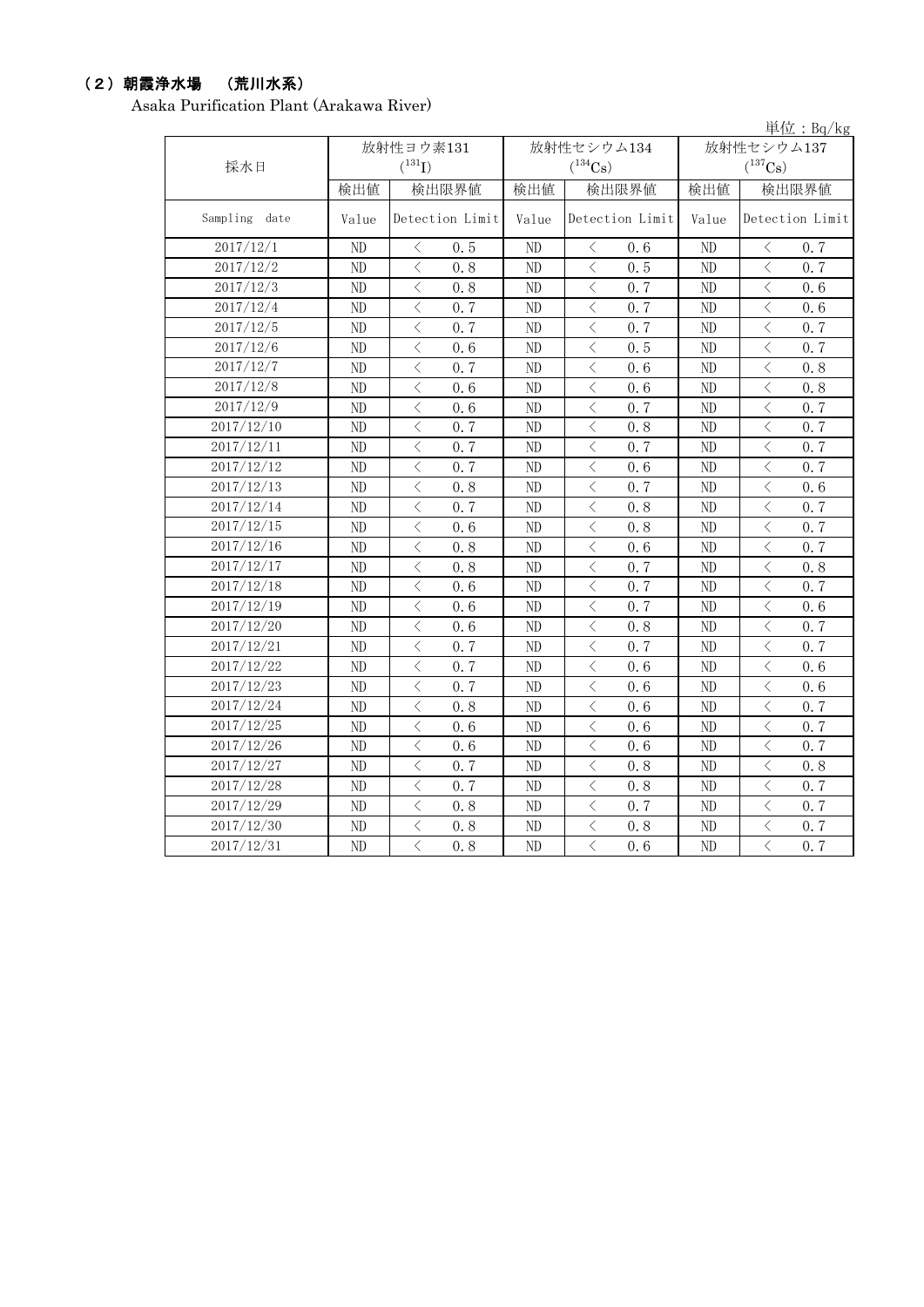### （２）朝霞浄水場　（荒川水系）

Asaka Purification Plant (Arakawa River)

単位：Bq/kg

| 採水日 | 放射性ヨウ素131 ($^{131}$I) | | 放射性セシウム134 ($^{134}$Cs) | | 放射性セシウム137 ($^{137}$Cs) | |
|---|---|---|---|---|---|---|
| | 検出値 | 検出限界値 | 検出値 | 検出限界値 | 検出値 | 検出限界値 |
| Sampling date | Value | Detection Limit | Value | Detection Limit | Value | Detection Limit |
| 2017/12/1 | ND | ＜ 0.5 | ND | ＜ 0.6 | ND | ＜ 0.7 |
| 2017/12/2 | ND | ＜ 0.8 | ND | ＜ 0.5 | ND | ＜ 0.7 |
| 2017/12/3 | ND | ＜ 0.8 | ND | ＜ 0.7 | ND | ＜ 0.6 |
| 2017/12/4 | ND | ＜ 0.7 | ND | ＜ 0.7 | ND | ＜ 0.6 |
| 2017/12/5 | ND | ＜ 0.7 | ND | ＜ 0.7 | ND | ＜ 0.7 |
| 2017/12/6 | ND | ＜ 0.6 | ND | ＜ 0.5 | ND | ＜ 0.7 |
| 2017/12/7 | ND | ＜ 0.7 | ND | ＜ 0.6 | ND | ＜ 0.8 |
| 2017/12/8 | ND | ＜ 0.6 | ND | ＜ 0.6 | ND | ＜ 0.8 |
| 2017/12/9 | ND | ＜ 0.6 | ND | ＜ 0.7 | ND | ＜ 0.7 |
| 2017/12/10 | ND | ＜ 0.7 | ND | ＜ 0.8 | ND | ＜ 0.7 |
| 2017/12/11 | ND | ＜ 0.7 | ND | ＜ 0.7 | ND | ＜ 0.7 |
| 2017/12/12 | ND | ＜ 0.7 | ND | ＜ 0.6 | ND | ＜ 0.7 |
| 2017/12/13 | ND | ＜ 0.8 | ND | ＜ 0.7 | ND | ＜ 0.6 |
| 2017/12/14 | ND | ＜ 0.7 | ND | ＜ 0.8 | ND | ＜ 0.7 |
| 2017/12/15 | ND | ＜ 0.6 | ND | ＜ 0.8 | ND | ＜ 0.7 |
| 2017/12/16 | ND | ＜ 0.8 | ND | ＜ 0.6 | ND | ＜ 0.7 |
| 2017/12/17 | ND | ＜ 0.8 | ND | ＜ 0.7 | ND | ＜ 0.8 |
| 2017/12/18 | ND | ＜ 0.6 | ND | ＜ 0.7 | ND | ＜ 0.7 |
| 2017/12/19 | ND | ＜ 0.6 | ND | ＜ 0.7 | ND | ＜ 0.6 |
| 2017/12/20 | ND | ＜ 0.6 | ND | ＜ 0.8 | ND | ＜ 0.7 |
| 2017/12/21 | ND | ＜ 0.7 | ND | ＜ 0.7 | ND | ＜ 0.7 |
| 2017/12/22 | ND | ＜ 0.7 | ND | ＜ 0.6 | ND | ＜ 0.6 |
| 2017/12/23 | ND | ＜ 0.7 | ND | ＜ 0.6 | ND | ＜ 0.6 |
| 2017/12/24 | ND | ＜ 0.8 | ND | ＜ 0.6 | ND | ＜ 0.7 |
| 2017/12/25 | ND | ＜ 0.6 | ND | ＜ 0.6 | ND | ＜ 0.7 |
| 2017/12/26 | ND | ＜ 0.6 | ND | ＜ 0.6 | ND | ＜ 0.7 |
| 2017/12/27 | ND | ＜ 0.7 | ND | ＜ 0.8 | ND | ＜ 0.8 |
| 2017/12/28 | ND | ＜ 0.7 | ND | ＜ 0.8 | ND | ＜ 0.7 |
| 2017/12/29 | ND | ＜ 0.8 | ND | ＜ 0.7 | ND | ＜ 0.7 |
| 2017/12/30 | ND | ＜ 0.8 | ND | ＜ 0.8 | ND | ＜ 0.7 |
| 2017/12/31 | ND | ＜ 0.8 | ND | ＜ 0.6 | ND | ＜ 0.7 |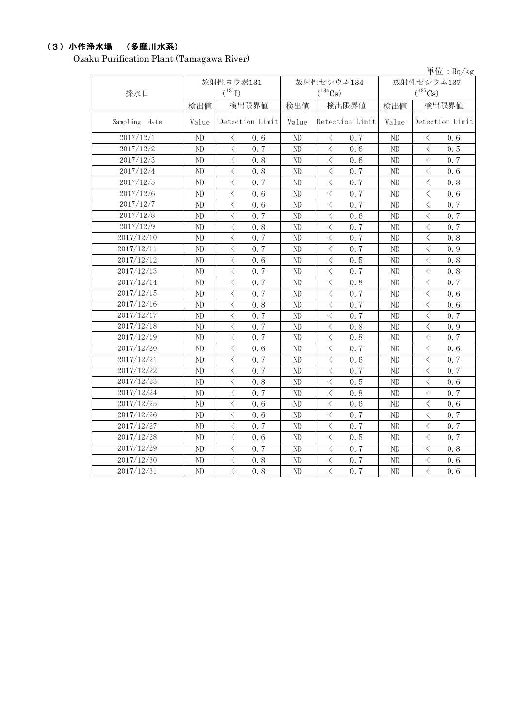## （3）小作浄水場　（多摩川水系）

Ozaku Purification Plant (Tamagawa River)

単位：Bq/kg

| 採水日 | 放射性ヨウ素131 ($^{131}$I) | | 放射性セシウム134 ($^{134}$Cs) | | 放射性セシウム137 ($^{137}$Cs) | |
|---|---|---|---|---|---|---|
| | 検出値 | 検出限界値 | 検出値 | 検出限界値 | 検出値 | 検出限界値 |
| Sampling date | Value | Detection Limit | Value | Detection Limit | Value | Detection Limit |
| 2017/12/1 | ND | ＜ 0.6 | ND | ＜ 0.7 | ND | ＜ 0.6 |
| 2017/12/2 | ND | ＜ 0.7 | ND | ＜ 0.6 | ND | ＜ 0.5 |
| 2017/12/3 | ND | ＜ 0.8 | ND | ＜ 0.6 | ND | ＜ 0.7 |
| 2017/12/4 | ND | ＜ 0.8 | ND | ＜ 0.7 | ND | ＜ 0.6 |
| 2017/12/5 | ND | ＜ 0.7 | ND | ＜ 0.7 | ND | ＜ 0.8 |
| 2017/12/6 | ND | ＜ 0.6 | ND | ＜ 0.7 | ND | ＜ 0.6 |
| 2017/12/7 | ND | ＜ 0.6 | ND | ＜ 0.7 | ND | ＜ 0.7 |
| 2017/12/8 | ND | ＜ 0.7 | ND | ＜ 0.6 | ND | ＜ 0.7 |
| 2017/12/9 | ND | ＜ 0.8 | ND | ＜ 0.7 | ND | ＜ 0.7 |
| 2017/12/10 | ND | ＜ 0.7 | ND | ＜ 0.7 | ND | ＜ 0.8 |
| 2017/12/11 | ND | ＜ 0.7 | ND | ＜ 0.7 | ND | ＜ 0.9 |
| 2017/12/12 | ND | ＜ 0.6 | ND | ＜ 0.5 | ND | ＜ 0.8 |
| 2017/12/13 | ND | ＜ 0.7 | ND | ＜ 0.7 | ND | ＜ 0.8 |
| 2017/12/14 | ND | ＜ 0.7 | ND | ＜ 0.8 | ND | ＜ 0.7 |
| 2017/12/15 | ND | ＜ 0.7 | ND | ＜ 0.7 | ND | ＜ 0.6 |
| 2017/12/16 | ND | ＜ 0.8 | ND | ＜ 0.7 | ND | ＜ 0.6 |
| 2017/12/17 | ND | ＜ 0.7 | ND | ＜ 0.7 | ND | ＜ 0.7 |
| 2017/12/18 | ND | ＜ 0.7 | ND | ＜ 0.8 | ND | ＜ 0.9 |
| 2017/12/19 | ND | ＜ 0.7 | ND | ＜ 0.8 | ND | ＜ 0.7 |
| 2017/12/20 | ND | ＜ 0.6 | ND | ＜ 0.7 | ND | ＜ 0.6 |
| 2017/12/21 | ND | ＜ 0.7 | ND | ＜ 0.6 | ND | ＜ 0.7 |
| 2017/12/22 | ND | ＜ 0.7 | ND | ＜ 0.7 | ND | ＜ 0.7 |
| 2017/12/23 | ND | ＜ 0.8 | ND | ＜ 0.5 | ND | ＜ 0.6 |
| 2017/12/24 | ND | ＜ 0.7 | ND | ＜ 0.8 | ND | ＜ 0.7 |
| 2017/12/25 | ND | ＜ 0.6 | ND | ＜ 0.6 | ND | ＜ 0.6 |
| 2017/12/26 | ND | ＜ 0.6 | ND | ＜ 0.7 | ND | ＜ 0.7 |
| 2017/12/27 | ND | ＜ 0.7 | ND | ＜ 0.7 | ND | ＜ 0.7 |
| 2017/12/28 | ND | ＜ 0.6 | ND | ＜ 0.5 | ND | ＜ 0.7 |
| 2017/12/29 | ND | ＜ 0.7 | ND | ＜ 0.7 | ND | ＜ 0.8 |
| 2017/12/30 | ND | ＜ 0.8 | ND | ＜ 0.7 | ND | ＜ 0.6 |
| 2017/12/31 | ND | ＜ 0.8 | ND | ＜ 0.7 | ND | ＜ 0.6 |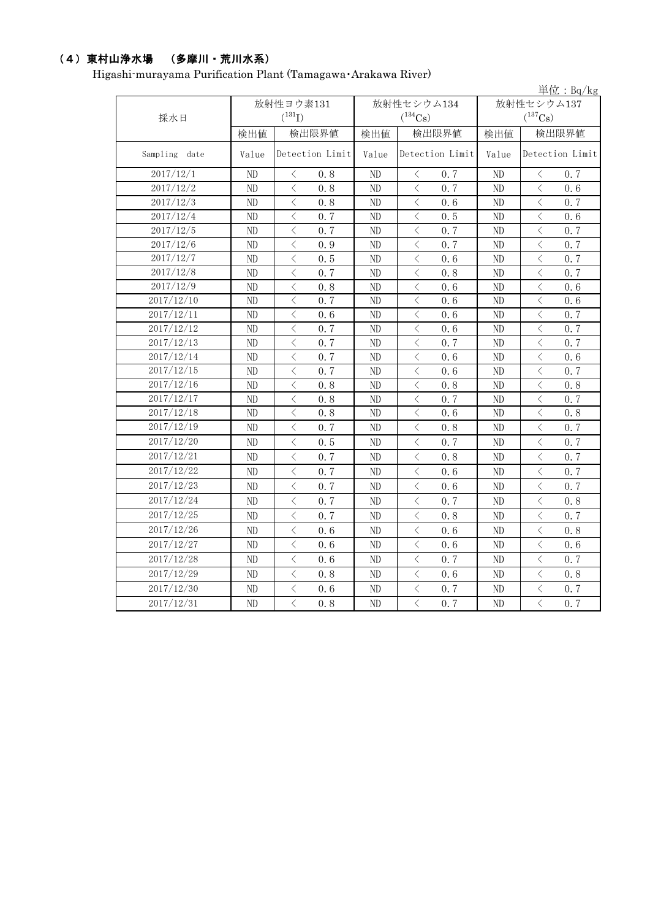## （4）東村山浄水場　（多摩川・荒川水系）

Higashi-murayama Purification Plant (Tamagawa･Arakawa River)

単位：Bq/kg

| 採水日 | 放射性ヨウ素131 ($^{131}$I) | | 放射性セシウム134 ($^{134}$Cs) | | 放射性セシウム137 ($^{137}$Cs) | |
|---|---|---|---|---|---|---|
| | 検出値 | 検出限界値 | 検出値 | 検出限界値 | 検出値 | 検出限界値 |
| Sampling date | Value | Detection Limit | Value | Detection Limit | Value | Detection Limit |
| 2017/12/1 | ND | ＜ 0.8 | ND | ＜ 0.7 | ND | ＜ 0.7 |
| 2017/12/2 | ND | ＜ 0.8 | ND | ＜ 0.7 | ND | ＜ 0.6 |
| 2017/12/3 | ND | ＜ 0.8 | ND | ＜ 0.6 | ND | ＜ 0.7 |
| 2017/12/4 | ND | ＜ 0.7 | ND | ＜ 0.5 | ND | ＜ 0.6 |
| 2017/12/5 | ND | ＜ 0.7 | ND | ＜ 0.7 | ND | ＜ 0.7 |
| 2017/12/6 | ND | ＜ 0.9 | ND | ＜ 0.7 | ND | ＜ 0.7 |
| 2017/12/7 | ND | ＜ 0.5 | ND | ＜ 0.6 | ND | ＜ 0.7 |
| 2017/12/8 | ND | ＜ 0.7 | ND | ＜ 0.8 | ND | ＜ 0.7 |
| 2017/12/9 | ND | ＜ 0.8 | ND | ＜ 0.6 | ND | ＜ 0.6 |
| 2017/12/10 | ND | ＜ 0.7 | ND | ＜ 0.6 | ND | ＜ 0.6 |
| 2017/12/11 | ND | ＜ 0.6 | ND | ＜ 0.6 | ND | ＜ 0.7 |
| 2017/12/12 | ND | ＜ 0.7 | ND | ＜ 0.6 | ND | ＜ 0.7 |
| 2017/12/13 | ND | ＜ 0.7 | ND | ＜ 0.7 | ND | ＜ 0.7 |
| 2017/12/14 | ND | ＜ 0.7 | ND | ＜ 0.6 | ND | ＜ 0.6 |
| 2017/12/15 | ND | ＜ 0.7 | ND | ＜ 0.6 | ND | ＜ 0.7 |
| 2017/12/16 | ND | ＜ 0.8 | ND | ＜ 0.8 | ND | ＜ 0.8 |
| 2017/12/17 | ND | ＜ 0.8 | ND | ＜ 0.7 | ND | ＜ 0.7 |
| 2017/12/18 | ND | ＜ 0.8 | ND | ＜ 0.6 | ND | ＜ 0.8 |
| 2017/12/19 | ND | ＜ 0.7 | ND | ＜ 0.8 | ND | ＜ 0.7 |
| 2017/12/20 | ND | ＜ 0.5 | ND | ＜ 0.7 | ND | ＜ 0.7 |
| 2017/12/21 | ND | ＜ 0.7 | ND | ＜ 0.8 | ND | ＜ 0.7 |
| 2017/12/22 | ND | ＜ 0.7 | ND | ＜ 0.6 | ND | ＜ 0.7 |
| 2017/12/23 | ND | ＜ 0.7 | ND | ＜ 0.6 | ND | ＜ 0.7 |
| 2017/12/24 | ND | ＜ 0.7 | ND | ＜ 0.7 | ND | ＜ 0.8 |
| 2017/12/25 | ND | ＜ 0.7 | ND | ＜ 0.8 | ND | ＜ 0.7 |
| 2017/12/26 | ND | ＜ 0.6 | ND | ＜ 0.6 | ND | ＜ 0.8 |
| 2017/12/27 | ND | ＜ 0.6 | ND | ＜ 0.6 | ND | ＜ 0.6 |
| 2017/12/28 | ND | ＜ 0.6 | ND | ＜ 0.7 | ND | ＜ 0.7 |
| 2017/12/29 | ND | ＜ 0.8 | ND | ＜ 0.6 | ND | ＜ 0.8 |
| 2017/12/30 | ND | ＜ 0.6 | ND | ＜ 0.7 | ND | ＜ 0.7 |
| 2017/12/31 | ND | ＜ 0.8 | ND | ＜ 0.7 | ND | ＜ 0.7 |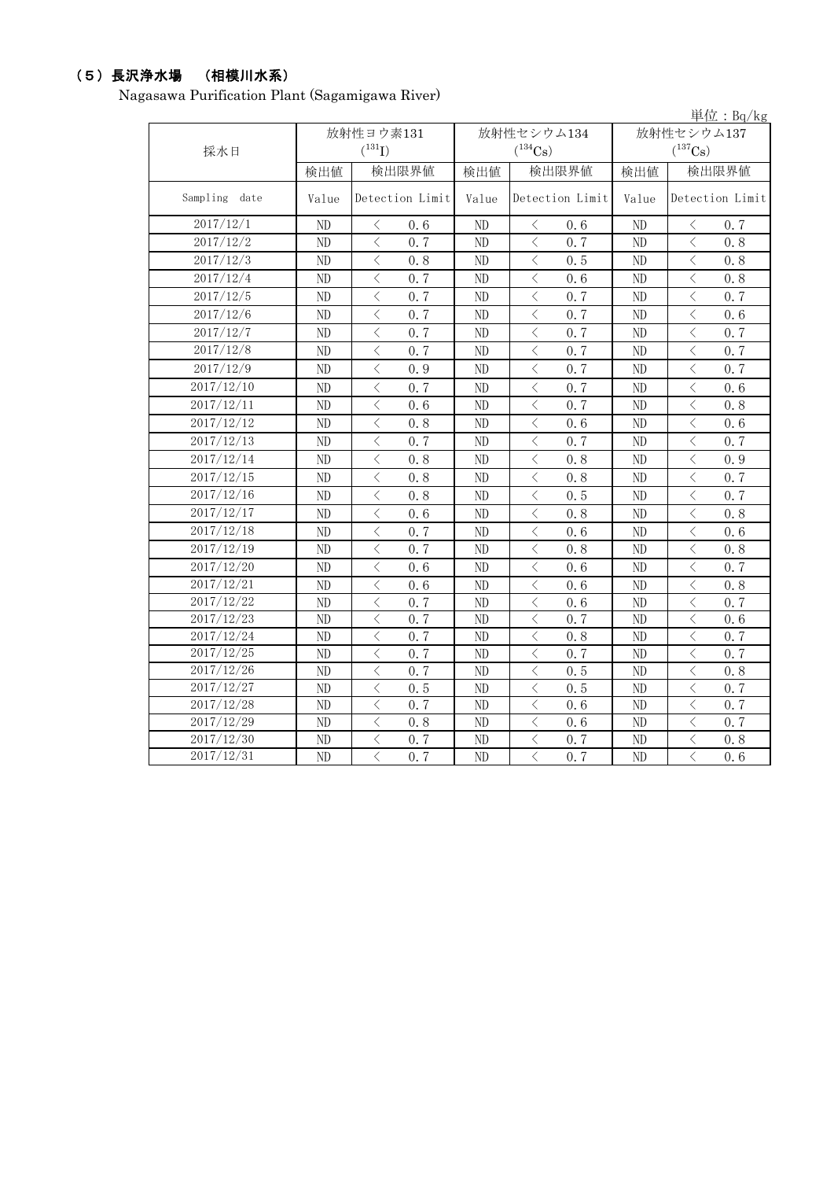## （5）長沢浄水場　（相模川水系）

Nagasawa Purification Plant (Sagamigawa River)

単位：Bq/kg

| 採水日 | 放射性ヨウ素131 ($^{131}I$) | | 放射性セシウム134 ($^{134}Cs$) | | 放射性セシウム137 ($^{137}Cs$) | |
|---|---|---|---|---|---|---|
| | 検出値 | 検出限界値 | 検出値 | 検出限界値 | 検出値 | 検出限界値 |
| Sampling date | Value | Detection Limit | Value | Detection Limit | Value | Detection Limit |
| 2017/12/1 | ND | ＜ 0.6 | ND | ＜ 0.6 | ND | ＜ 0.7 |
| 2017/12/2 | ND | ＜ 0.7 | ND | ＜ 0.7 | ND | ＜ 0.8 |
| 2017/12/3 | ND | ＜ 0.8 | ND | ＜ 0.5 | ND | ＜ 0.8 |
| 2017/12/4 | ND | ＜ 0.7 | ND | ＜ 0.6 | ND | ＜ 0.8 |
| 2017/12/5 | ND | ＜ 0.7 | ND | ＜ 0.7 | ND | ＜ 0.7 |
| 2017/12/6 | ND | ＜ 0.7 | ND | ＜ 0.7 | ND | ＜ 0.6 |
| 2017/12/7 | ND | ＜ 0.7 | ND | ＜ 0.7 | ND | ＜ 0.7 |
| 2017/12/8 | ND | ＜ 0.7 | ND | ＜ 0.7 | ND | ＜ 0.7 |
| 2017/12/9 | ND | ＜ 0.9 | ND | ＜ 0.7 | ND | ＜ 0.7 |
| 2017/12/10 | ND | ＜ 0.7 | ND | ＜ 0.7 | ND | ＜ 0.6 |
| 2017/12/11 | ND | ＜ 0.6 | ND | ＜ 0.7 | ND | ＜ 0.8 |
| 2017/12/12 | ND | ＜ 0.8 | ND | ＜ 0.6 | ND | ＜ 0.6 |
| 2017/12/13 | ND | ＜ 0.7 | ND | ＜ 0.7 | ND | ＜ 0.7 |
| 2017/12/14 | ND | ＜ 0.8 | ND | ＜ 0.8 | ND | ＜ 0.9 |
| 2017/12/15 | ND | ＜ 0.8 | ND | ＜ 0.8 | ND | ＜ 0.7 |
| 2017/12/16 | ND | ＜ 0.8 | ND | ＜ 0.5 | ND | ＜ 0.7 |
| 2017/12/17 | ND | ＜ 0.6 | ND | ＜ 0.8 | ND | ＜ 0.8 |
| 2017/12/18 | ND | ＜ 0.7 | ND | ＜ 0.6 | ND | ＜ 0.6 |
| 2017/12/19 | ND | ＜ 0.7 | ND | ＜ 0.8 | ND | ＜ 0.8 |
| 2017/12/20 | ND | ＜ 0.6 | ND | ＜ 0.6 | ND | ＜ 0.7 |
| 2017/12/21 | ND | ＜ 0.6 | ND | ＜ 0.6 | ND | ＜ 0.8 |
| 2017/12/22 | ND | ＜ 0.7 | ND | ＜ 0.6 | ND | ＜ 0.7 |
| 2017/12/23 | ND | ＜ 0.7 | ND | ＜ 0.7 | ND | ＜ 0.6 |
| 2017/12/24 | ND | ＜ 0.7 | ND | ＜ 0.8 | ND | ＜ 0.7 |
| 2017/12/25 | ND | ＜ 0.7 | ND | ＜ 0.7 | ND | ＜ 0.7 |
| 2017/12/26 | ND | ＜ 0.7 | ND | ＜ 0.5 | ND | ＜ 0.8 |
| 2017/12/27 | ND | ＜ 0.5 | ND | ＜ 0.5 | ND | ＜ 0.7 |
| 2017/12/28 | ND | ＜ 0.7 | ND | ＜ 0.6 | ND | ＜ 0.7 |
| 2017/12/29 | ND | ＜ 0.8 | ND | ＜ 0.6 | ND | ＜ 0.7 |
| 2017/12/30 | ND | ＜ 0.7 | ND | ＜ 0.7 | ND | ＜ 0.8 |
| 2017/12/31 | ND | ＜ 0.7 | ND | ＜ 0.7 | ND | ＜ 0.6 |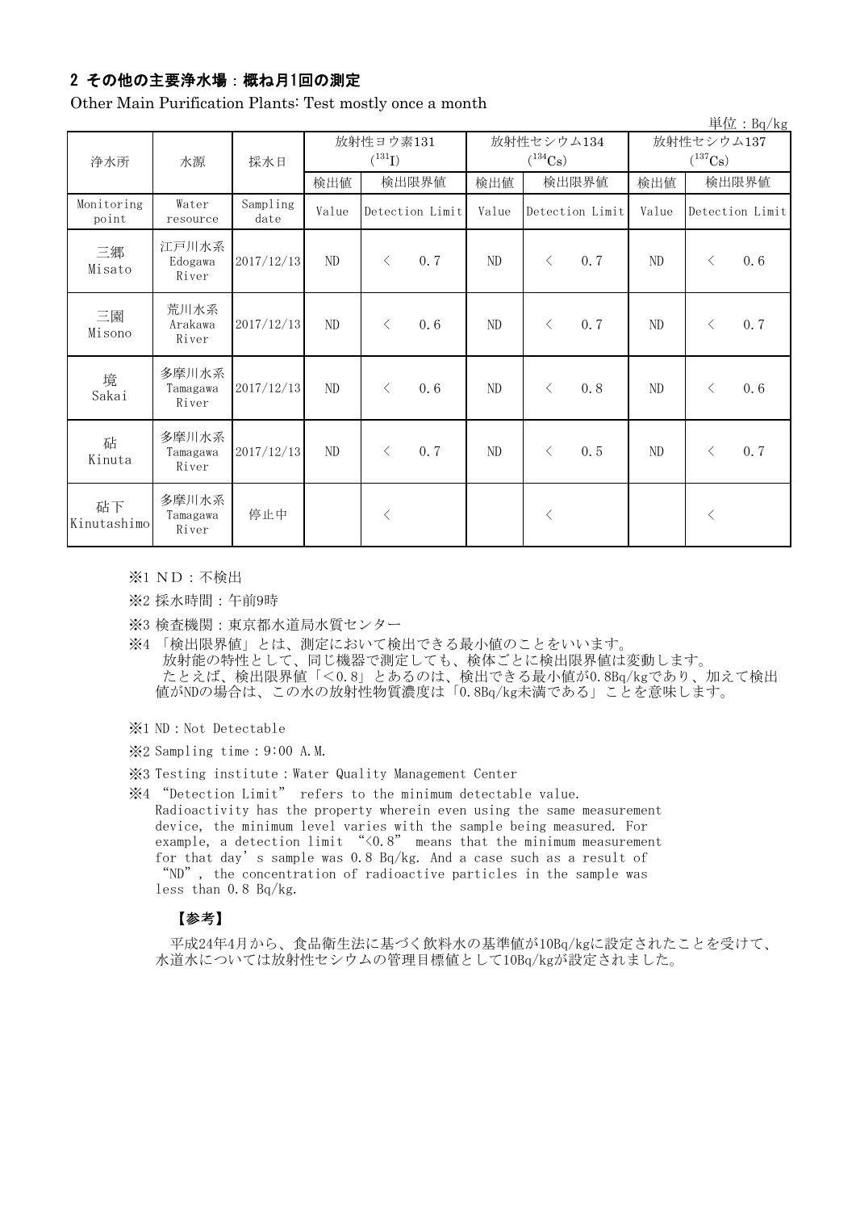## 2 その他の主要浄水場：概ね月1回の測定

Other Main Purification Plants: Test mostly once a month

単位：Bq/kg

| 浄水所 | 水源 | 採水日 | 放射性ヨウ素131 ($^{131}I$) | | | 放射性セシウム134 ($^{134}Cs$) | | | 放射性セシウム137 ($^{137}Cs$) | | |
|---|---|---|---|---|---|---|---|---|---|---|---|
| | | | 検出値 | 検出限界値 | | 検出値 | 検出限界値 | | 検出値 | 検出限界値 | |
| Monitoring point | Water resource | Sampling date | Value | Detection Limit | | Value | Detection Limit | | Value | Detection Limit | |
| 三郷 Misato | 江戸川水系 Edogawa River | 2017/12/13 | ND | < | 0.7 | ND | < | 0.7 | ND | < | 0.6 |
| 三園 Misono | 荒川水系 Arakawa River | 2017/12/13 | ND | < | 0.6 | ND | < | 0.7 | ND | < | 0.7 |
| 境 Sakai | 多摩川水系 Tamagawa River | 2017/12/13 | ND | < | 0.6 | ND | < | 0.8 | ND | < | 0.6 |
| 砧 Kinuta | 多摩川水系 Tamagawa River | 2017/12/13 | ND | < | 0.7 | ND | < | 0.5 | ND | < | 0.7 |
| 砧下 Kinutashimo | 多摩川水系 Tamagawa River | 停止中 | | < | | | < | | | < | |

※1 ＮＤ：不検出

※2 採水時間：午前9時

※3 検査機関：東京都水道局水質センター

※4 「検出限界値」とは、測定において検出できる最小値のことをいいます。
放射能の特性として、同じ機器で測定しても、検体ごとに検出限界値は変動します。
たとえば、検出限界値「<0.8」とあるのは、検出できる最小値が0.8Bq/kgであり、加えて検出値がNDの場合は、この水の放射性物質濃度は「0.8Bq/kg未満である」ことを意味します。

※1 ND：Not Detectable

※2 Sampling time：9:00 A.M.

※3 Testing institute：Water Quality Management Center

※4 "Detection Limit" refers to the minimum detectable value.
Radioactivity has the property wherein even using the same measurement device, the minimum level varies with the sample being measured. For example, a detection limit "<0.8" means that the minimum measurement for that day's sample was 0.8 Bq/kg. And a case such as a result of "ND", the concentration of radioactive particles in the sample was less than 0.8 Bq/kg.

**【参考】**

平成24年4月から、食品衛生法に基づく飲料水の基準値が10Bq/kgに設定されたことを受けて、水道水については放射性セシウムの管理目標値として10Bq/kgが設定されました。